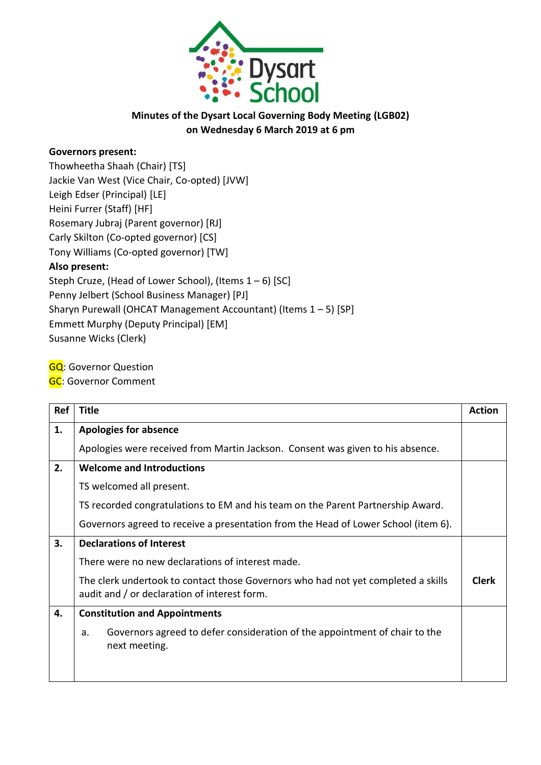Dysart School

# Minutes of the Dysart Local Governing Body Meeting (LGB02) on Wednesday 6 March 2019 at 6 pm

**Governors present:**
Thowheetha Shaah (Chair) [TS]
Jackie Van West (Vice Chair, Co-opted) [JVW]
Leigh Edser (Principal) [LE]
Heini Furrer (Staff) [HF]
Rosemary Jubraj (Parent governor) [RJ]
Carly Skilton (Co-opted governor) [CS]
Tony Williams (Co-opted governor) [TW]

**Also present:**
Steph Cruze, (Head of Lower School), (Items 1 – 6) [SC]
Penny Jelbert (School Business Manager) [PJ]
Sharyn Purewall (OHCAT Management Accountant) (Items 1 – 5) [SP]
Emmett Murphy (Deputy Principal) [EM]
Susanne Wicks (Clerk)

GQ: Governor Question
GC: Governor Comment

| Ref | Title | Action |
|---|---|---|
| **1.** | **Apologies for absence** | |
| | Apologies were received from Martin Jackson. Consent was given to his absence. | |
| **2.** | **Welcome and Introductions** | |
| | TS welcomed all present. | |
| | TS recorded congratulations to EM and his team on the Parent Partnership Award. | |
| | Governors agreed to receive a presentation from the Head of Lower School (item 6). | |
| **3.** | **Declarations of Interest** | |
| | There were no new declarations of interest made. | |
| | The clerk undertook to contact those Governors who had not yet completed a skills audit and / or declaration of interest form. | **Clerk** |
| **4.** | **Constitution and Appointments** | |
| | a. Governors agreed to defer consideration of the appointment of chair to the next meeting. | |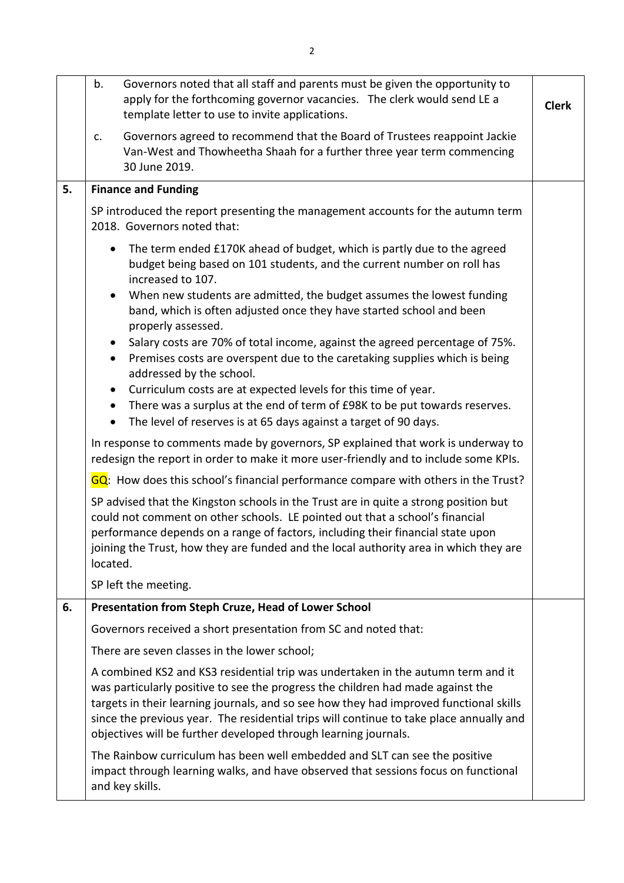| | | |
|---|---|---|
| | b. Governors noted that all staff and parents must be given the opportunity to apply for the forthcoming governor vacancies. The clerk would send LE a template letter to use to invite applications. | **Clerk** |
| | c. Governors agreed to recommend that the Board of Trustees reappoint Jackie Van-West and Thowheetha Shaah for a further three year term commencing 30 June 2019. | |
| **5.** | **Finance and Funding** | |
| | SP introduced the report presenting the management accounts for the autumn term 2018. Governors noted that: <br>• The term ended £170K ahead of budget, which is partly due to the agreed budget being based on 101 students, and the current number on roll has increased to 107. <br>• When new students are admitted, the budget assumes the lowest funding band, which is often adjusted once they have started school and been properly assessed. <br>• Salary costs are 70% of total income, against the agreed percentage of 75%. <br>• Premises costs are overspent due to the caretaking supplies which is being addressed by the school. <br>• Curriculum costs are at expected levels for this time of year. <br>• There was a surplus at the end of term of £98K to be put towards reserves. <br>• The level of reserves is at 65 days against a target of 90 days. | |
| | In response to comments made by governors, SP explained that work is underway to redesign the report in order to make it more user-friendly and to include some KPIs. | |
| | GQ: How does this school's financial performance compare with others in the Trust? | |
| | SP advised that the Kingston schools in the Trust are in quite a strong position but could not comment on other schools. LE pointed out that a school's financial performance depends on a range of factors, including their financial state upon joining the Trust, how they are funded and the local authority area in which they are located. | |
| | SP left the meeting. | |
| **6.** | **Presentation from Steph Cruze, Head of Lower School** | |
| | Governors received a short presentation from SC and noted that: | |
| | There are seven classes in the lower school; | |
| | A combined KS2 and KS3 residential trip was undertaken in the autumn term and it was particularly positive to see the progress the children had made against the targets in their learning journals, and so see how they had improved functional skills since the previous year. The residential trips will continue to take place annually and objectives will be further developed through learning journals. | |
| | The Rainbow curriculum has been well embedded and SLT can see the positive impact through learning walks, and have observed that sessions focus on functional and key skills. | |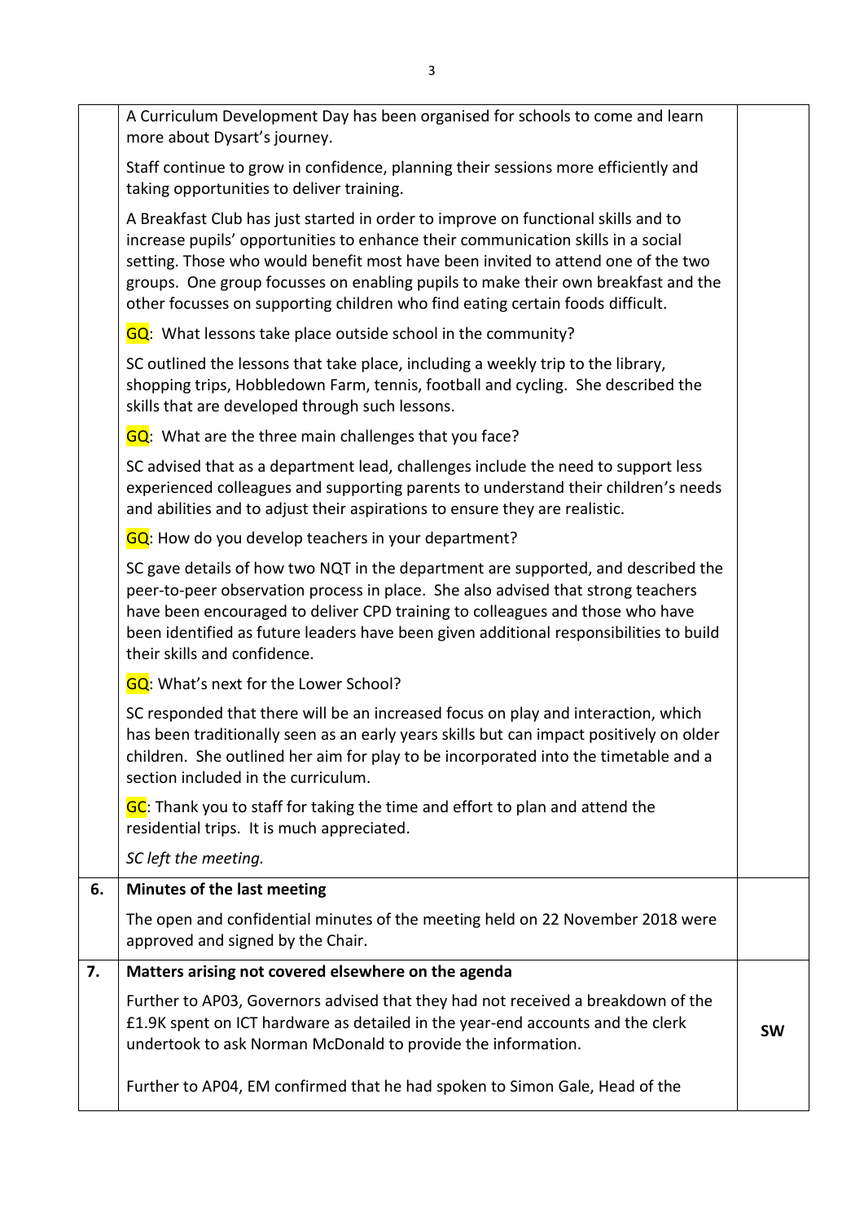| | | |
|---|---|---|
| | A Curriculum Development Day has been organised for schools to come and learn more about Dysart's journey.<br><br>Staff continue to grow in confidence, planning their sessions more efficiently and taking opportunities to deliver training.<br><br>A Breakfast Club has just started in order to improve on functional skills and to increase pupils' opportunities to enhance their communication skills in a social setting. Those who would benefit most have been invited to attend one of the two groups. One group focusses on enabling pupils to make their own breakfast and the other focusses on supporting children who find eating certain foods difficult.<br><br>GQ: What lessons take place outside school in the community?<br><br>SC outlined the lessons that take place, including a weekly trip to the library, shopping trips, Hobbledown Farm, tennis, football and cycling. She described the skills that are developed through such lessons.<br><br>GQ: What are the three main challenges that you face?<br><br>SC advised that as a department lead, challenges include the need to support less experienced colleagues and supporting parents to understand their children's needs and abilities and to adjust their aspirations to ensure they are realistic.<br><br>GQ: How do you develop teachers in your department?<br><br>SC gave details of how two NQT in the department are supported, and described the peer-to-peer observation process in place. She also advised that strong teachers have been encouraged to deliver CPD training to colleagues and those who have been identified as future leaders have been given additional responsibilities to build their skills and confidence.<br><br>GQ: What's next for the Lower School?<br><br>SC responded that there will be an increased focus on play and interaction, which has been traditionally seen as an early years skills but can impact positively on older children. She outlined her aim for play to be incorporated into the timetable and a section included in the curriculum.<br><br>GC: Thank you to staff for taking the time and effort to plan and attend the residential trips. It is much appreciated.<br><br>*SC left the meeting.* | |
| **6.** | **Minutes of the last meeting**<br><br>The open and confidential minutes of the meeting held on 22 November 2018 were approved and signed by the Chair. | |
| **7.** | **Matters arising not covered elsewhere on the agenda**<br><br>Further to AP03, Governors advised that they had not received a breakdown of the £1.9K spent on ICT hardware as detailed in the year-end accounts and the clerk undertook to ask Norman McDonald to provide the information.<br><br>Further to AP04, EM confirmed that he had spoken to Simon Gale, Head of the | **SW** |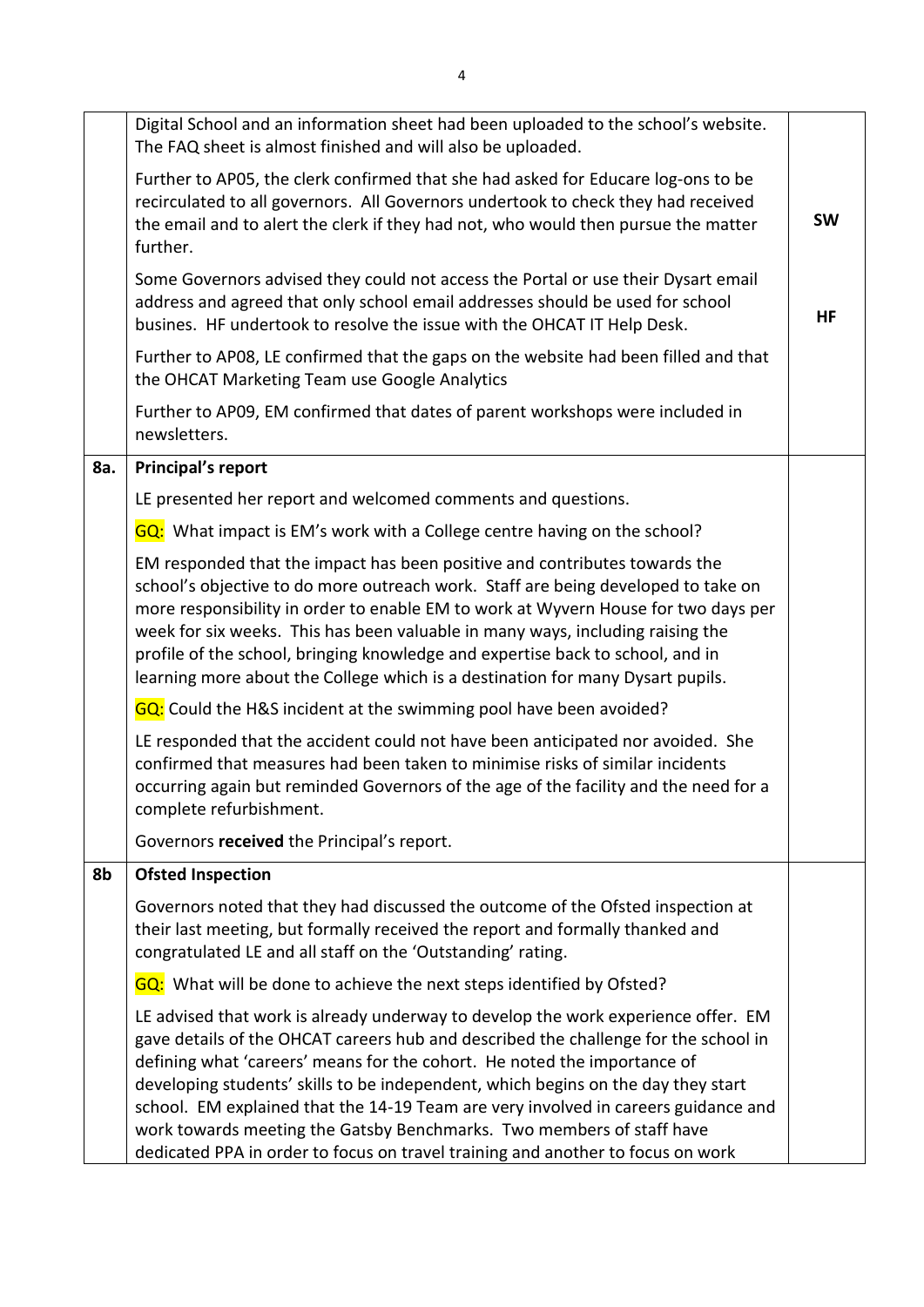| | | |
|---|---|---|
| | Digital School and an information sheet had been uploaded to the school's website. The FAQ sheet is almost finished and will also be uploaded.<br><br>Further to AP05, the clerk confirmed that she had asked for Educare log-ons to be recirculated to all governors. All Governors undertook to check they had received the email and to alert the clerk if they had not, who would then pursue the matter further.<br><br>Some Governors advised they could not access the Portal or use their Dysart email address and agreed that only school email addresses should be used for school busines. HF undertook to resolve the issue with the OHCAT IT Help Desk.<br><br>Further to AP08, LE confirmed that the gaps on the website had been filled and that the OHCAT Marketing Team use Google Analytics<br><br>Further to AP09, EM confirmed that dates of parent workshops were included in newsletters. | **SW**<br><br>**HF** |
| **8a.** | **Principal's report**<br><br>LE presented her report and welcomed comments and questions.<br><br>GQ: What impact is EM's work with a College centre having on the school?<br><br>EM responded that the impact has been positive and contributes towards the school's objective to do more outreach work. Staff are being developed to take on more responsibility in order to enable EM to work at Wyvern House for two days per week for six weeks. This has been valuable in many ways, including raising the profile of the school, bringing knowledge and expertise back to school, and in learning more about the College which is a destination for many Dysart pupils.<br><br>GQ: Could the H&S incident at the swimming pool have been avoided?<br><br>LE responded that the accident could not have been anticipated nor avoided. She confirmed that measures had been taken to minimise risks of similar incidents occurring again but reminded Governors of the age of the facility and the need for a complete refurbishment.<br><br>Governors **received** the Principal's report. | |
| **8b** | **Ofsted Inspection**<br><br>Governors noted that they had discussed the outcome of the Ofsted inspection at their last meeting, but formally received the report and formally thanked and congratulated LE and all staff on the 'Outstanding' rating.<br><br>GQ: What will be done to achieve the next steps identified by Ofsted?<br><br>LE advised that work is already underway to develop the work experience offer. EM gave details of the OHCAT careers hub and described the challenge for the school in defining what 'careers' means for the cohort. He noted the importance of developing students' skills to be independent, which begins on the day they start school. EM explained that the 14-19 Team are very involved in careers guidance and work towards meeting the Gatsby Benchmarks. Two members of staff have dedicated PPA in order to focus on travel training and another to focus on work | |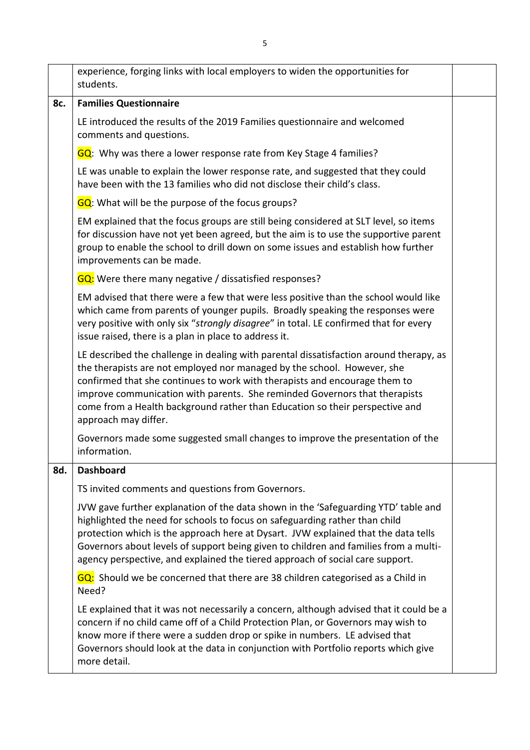| | | |
|---|---|---|
| | experience, forging links with local employers to widen the opportunities for students. | |
| **8c.** | **Families Questionnaire**<br><br>LE introduced the results of the 2019 Families questionnaire and welcomed comments and questions.<br><br>GQ: Why was there a lower response rate from Key Stage 4 families?<br><br>LE was unable to explain the lower response rate, and suggested that they could have been with the 13 families who did not disclose their child's class.<br><br>GQ: What will be the purpose of the focus groups?<br><br>EM explained that the focus groups are still being considered at SLT level, so items for discussion have not yet been agreed, but the aim is to use the supportive parent group to enable the school to drill down on some issues and establish how further improvements can be made.<br><br>GQ: Were there many negative / dissatisfied responses?<br><br>EM advised that there were a few that were less positive than the school would like which came from parents of younger pupils. Broadly speaking the responses were very positive with only six "*strongly disagree*" in total. LE confirmed that for every issue raised, there is a plan in place to address it.<br><br>LE described the challenge in dealing with parental dissatisfaction around therapy, as the therapists are not employed nor managed by the school. However, she confirmed that she continues to work with therapists and encourage them to improve communication with parents. She reminded Governors that therapists come from a Health background rather than Education so their perspective and approach may differ.<br><br>Governors made some suggested small changes to improve the presentation of the information. | |
| **8d.** | **Dashboard**<br><br>TS invited comments and questions from Governors.<br><br>JVW gave further explanation of the data shown in the 'Safeguarding YTD' table and highlighted the need for schools to focus on safeguarding rather than child protection which is the approach here at Dysart. JVW explained that the data tells Governors about levels of support being given to children and families from a multi-agency perspective, and explained the tiered approach of social care support.<br><br>GQ: Should we be concerned that there are 38 children categorised as a Child in Need?<br><br>LE explained that it was not necessarily a concern, although advised that it could be a concern if no child came off of a Child Protection Plan, or Governors may wish to know more if there were a sudden drop or spike in numbers. LE advised that Governors should look at the data in conjunction with Portfolio reports which give more detail. | |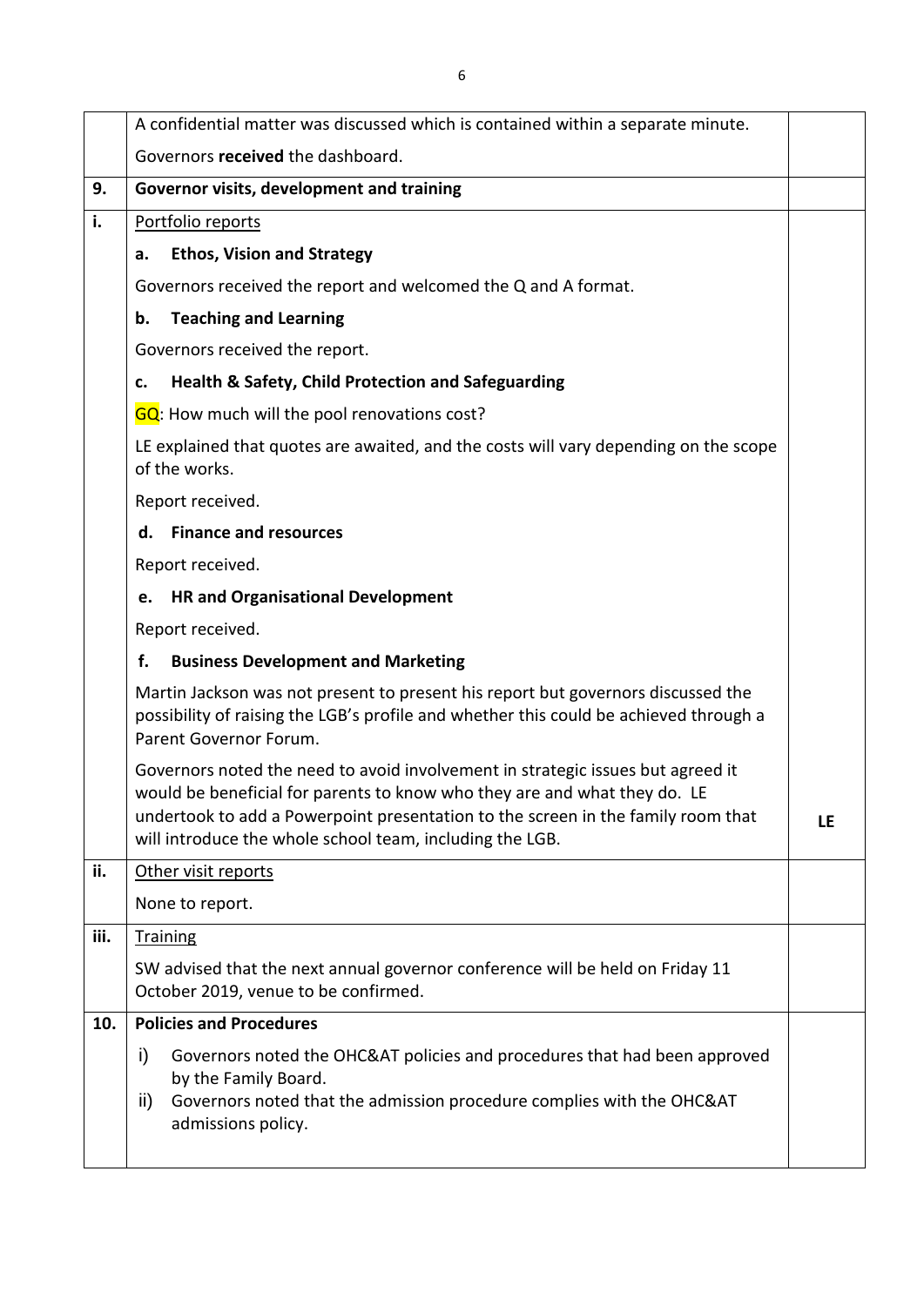| | | |
|---|---|---|
| | A confidential matter was discussed which is contained within a separate minute. | |
| | Governors **received** the dashboard. | |
| **9.** | **Governor visits, development and training** | |
| **i.** | Portfolio reports<br><br>**a. Ethos, Vision and Strategy**<br><br>Governors received the report and welcomed the Q and A format.<br><br>**b. Teaching and Learning**<br><br>Governors received the report.<br><br>**c. Health & Safety, Child Protection and Safeguarding**<br><br>GQ: How much will the pool renovations cost?<br><br>LE explained that quotes are awaited, and the costs will vary depending on the scope of the works.<br><br>Report received.<br><br>**d. Finance and resources**<br><br>Report received.<br><br>**e. HR and Organisational Development**<br><br>Report received.<br><br>**f. Business Development and Marketing**<br><br>Martin Jackson was not present to present his report but governors discussed the possibility of raising the LGB's profile and whether this could be achieved through a Parent Governor Forum.<br><br>Governors noted the need to avoid involvement in strategic issues but agreed it would be beneficial for parents to know who they are and what they do. LE undertook to add a Powerpoint presentation to the screen in the family room that will introduce the whole school team, including the LGB. | **LE** |
| **ii.** | Other visit reports<br><br>None to report. | |
| **iii.** | Training<br><br>SW advised that the next annual governor conference will be held on Friday 11 October 2019, venue to be confirmed. | |
| **10.** | **Policies and Procedures**<br><br>i) Governors noted the OHC&AT policies and procedures that had been approved by the Family Board.<br>ii) Governors noted that the admission procedure complies with the OHC&AT admissions policy. | |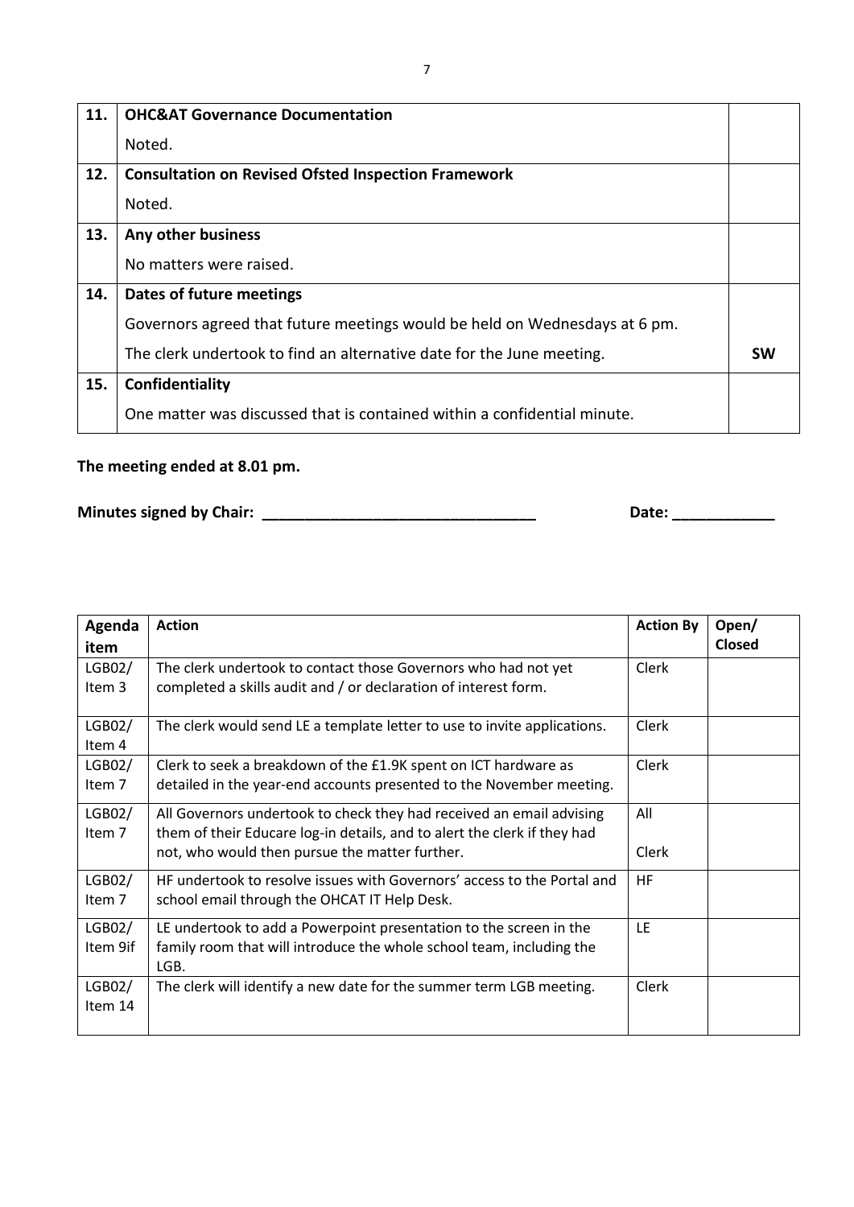| | | |
|---|---|---|
| **11.** | **OHC&AT Governance Documentation** | |
| | Noted. | |
| **12.** | **Consultation on Revised Ofsted Inspection Framework** | |
| | Noted. | |
| **13.** | **Any other business** | |
| | No matters were raised. | |
| **14.** | **Dates of future meetings** | |
| | Governors agreed that future meetings would be held on Wednesdays at 6 pm. | |
| | The clerk undertook to find an alternative date for the June meeting. | **SW** |
| **15.** | **Confidentiality** | |
| | One matter was discussed that is contained within a confidential minute. | |

**The meeting ended at 8.01 pm.**

**Minutes signed by Chair: ________________________________ Date: ____________**

| Agenda item | Action | Action By | Open/ Closed |
|---|---|---|---|
| LGB02/ Item 3 | The clerk undertook to contact those Governors who had not yet completed a skills audit and / or declaration of interest form. | Clerk | |
| LGB02/ Item 4 | The clerk would send LE a template letter to use to invite applications. | Clerk | |
| LGB02/ Item 7 | Clerk to seek a breakdown of the £1.9K spent on ICT hardware as detailed in the year-end accounts presented to the November meeting. | Clerk | |
| LGB02/ Item 7 | All Governors undertook to check they had received an email advising them of their Educare log-in details, and to alert the clerk if they had not, who would then pursue the matter further. | All<br><br>Clerk | |
| LGB02/ Item 7 | HF undertook to resolve issues with Governors' access to the Portal and school email through the OHCAT IT Help Desk. | HF | |
| LGB02/ Item 9if | LE undertook to add a Powerpoint presentation to the screen in the family room that will introduce the whole school team, including the LGB. | LE | |
| LGB02/ Item 14 | The clerk will identify a new date for the summer term LGB meeting. | Clerk | |